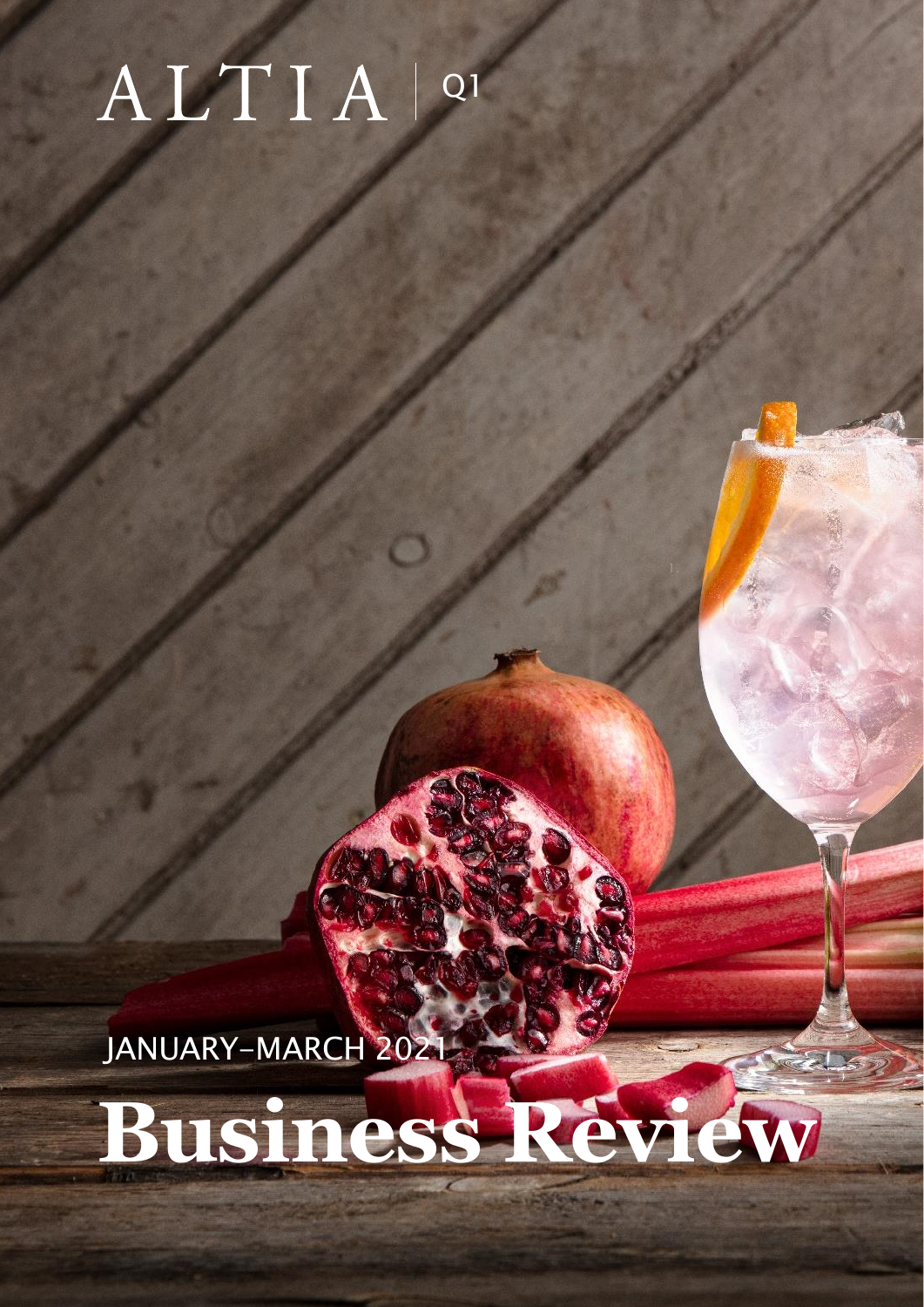# ALTIA | Q1

JANUARY–MARCH 2021

# Business Review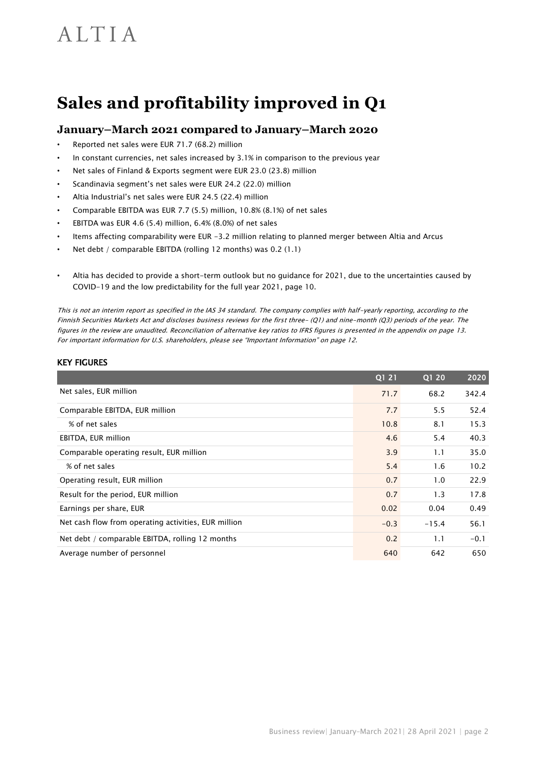# Sales and profitability improved in Q1

## January–March 2021 compared to January–March 2020

- Reported net sales were EUR 71.7 (68.2) million
- In constant currencies, net sales increased by 3.1% in comparison to the previous year
- Net sales of Finland & Exports segment were EUR 23.0 (23.8) million
- Scandinavia segment's net sales were EUR 24.2 (22.0) million
- Altia Industrial's net sales were EUR 24.5 (22.4) million
- Comparable EBITDA was EUR 7.7 (5.5) million, 10.8% (8.1%) of net sales
- EBITDA was EUR 4.6 (5.4) million, 6.4% (8.0%) of net sales
- Items affecting comparability were EUR -3.2 million relating to planned merger between Altia and Arcus
- Net debt / comparable EBITDA (rolling 12 months) was 0.2 (1.1)

- Altia has decided to provide a short-term outlook but no guidance for 2021, due to the uncertainties caused by COVID-19 and the low predictability for the full year 2021, page 10.

*This is not an interim report as specified in the IAS 34 standard. The company complies with half-yearly reporting, according to the Finnish Securities Markets Act and discloses business reviews for the first three- (Q1) and nine-month (Q3) periods of the year. The figures in the review are unaudited. Reconciliation of alternative key ratios to IFRS figures is presented in the appendix on page 13. For important information for U.S. shareholders, please see "Important Information" on page 12.*

### KEY FIGURES

| | Q1 21 | Q1 20 | 2020 |
|---|---|---|---|
| Net sales, EUR million | 71.7 | 68.2 | 342.4 |
| Comparable EBITDA, EUR million | 7.7 | 5.5 | 52.4 |
| % of net sales | 10.8 | 8.1 | 15.3 |
| EBITDA, EUR million | 4.6 | 5.4 | 40.3 |
| Comparable operating result, EUR million | 3.9 | 1.1 | 35.0 |
| % of net sales | 5.4 | 1.6 | 10.2 |
| Operating result, EUR million | 0.7 | 1.0 | 22.9 |
| Result for the period, EUR million | 0.7 | 1.3 | 17.8 |
| Earnings per share, EUR | 0.02 | 0.04 | 0.49 |
| Net cash flow from operating activities, EUR million | -0.3 | -15.4 | 56.1 |
| Net debt / comparable EBITDA, rolling 12 months | 0.2 | 1.1 | -0.1 |
| Average number of personnel | 640 | 642 | 650 |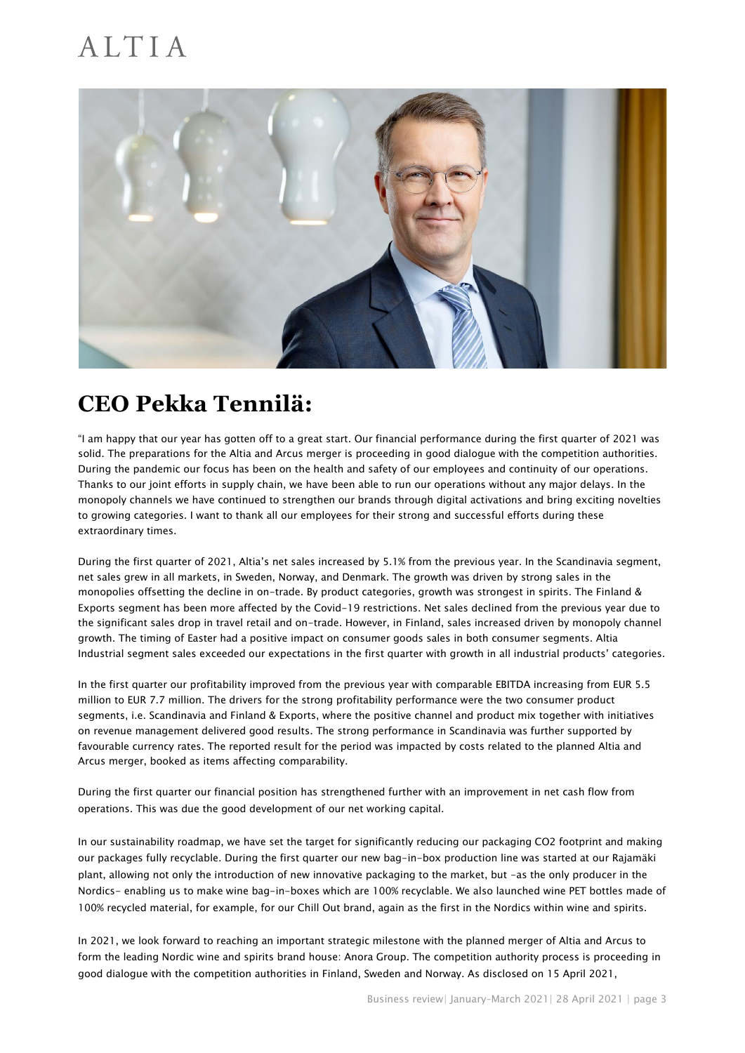# CEO Pekka Tennilä:

"I am happy that our year has gotten off to a great start. Our financial performance during the first quarter of 2021 was solid. The preparations for the Altia and Arcus merger is proceeding in good dialogue with the competition authorities. During the pandemic our focus has been on the health and safety of our employees and continuity of our operations. Thanks to our joint efforts in supply chain, we have been able to run our operations without any major delays. In the monopoly channels we have continued to strengthen our brands through digital activations and bring exciting novelties to growing categories. I want to thank all our employees for their strong and successful efforts during these extraordinary times.

During the first quarter of 2021, Altia's net sales increased by 5.1% from the previous year. In the Scandinavia segment, net sales grew in all markets, in Sweden, Norway, and Denmark. The growth was driven by strong sales in the monopolies offsetting the decline in on-trade. By product categories, growth was strongest in spirits. The Finland & Exports segment has been more affected by the Covid-19 restrictions. Net sales declined from the previous year due to the significant sales drop in travel retail and on-trade. However, in Finland, sales increased driven by monopoly channel growth. The timing of Easter had a positive impact on consumer goods sales in both consumer segments. Altia Industrial segment sales exceeded our expectations in the first quarter with growth in all industrial products' categories.

In the first quarter our profitability improved from the previous year with comparable EBITDA increasing from EUR 5.5 million to EUR 7.7 million. The drivers for the strong profitability performance were the two consumer product segments, i.e. Scandinavia and Finland & Exports, where the positive channel and product mix together with initiatives on revenue management delivered good results. The strong performance in Scandinavia was further supported by favourable currency rates. The reported result for the period was impacted by costs related to the planned Altia and Arcus merger, booked as items affecting comparability.

During the first quarter our financial position has strengthened further with an improvement in net cash flow from operations. This was due the good development of our net working capital.

In our sustainability roadmap, we have set the target for significantly reducing our packaging $CO_2$ footprint and making our packages fully recyclable. During the first quarter our new bag-in-box production line was started at our Rajamäki plant, allowing not only the introduction of new innovative packaging to the market, but -as the only producer in the Nordics- enabling us to make wine bag-in-boxes which are 100% recyclable. We also launched wine PET bottles made of 100% recycled material, for example, for our Chill Out brand, again as the first in the Nordics within wine and spirits.

In 2021, we look forward to reaching an important strategic milestone with the planned merger of Altia and Arcus to form the leading Nordic wine and spirits brand house: Anora Group. The competition authority process is proceeding in good dialogue with the competition authorities in Finland, Sweden and Norway. As disclosed on 15 April 2021,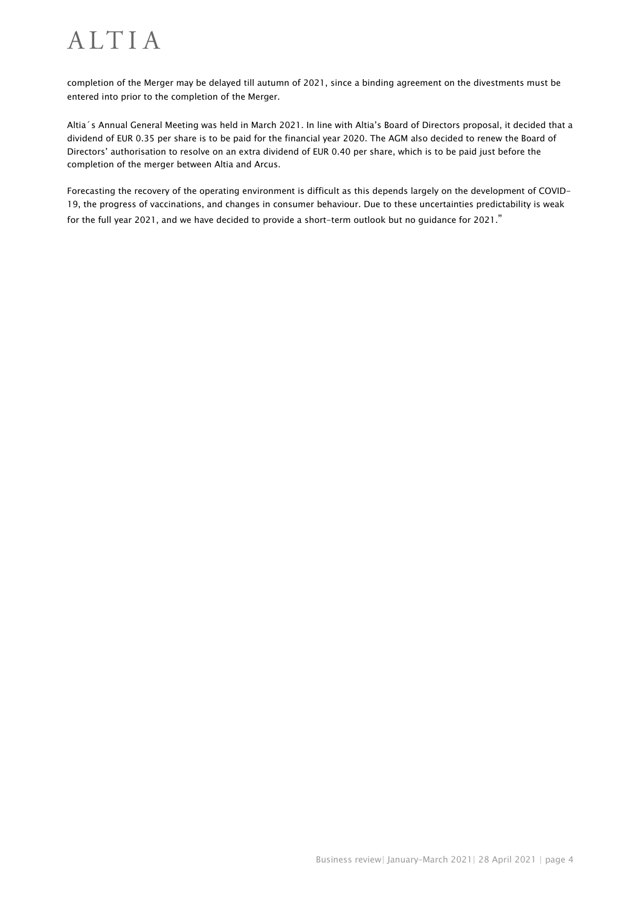completion of the Merger may be delayed till autumn of 2021, since a binding agreement on the divestments must be entered into prior to the completion of the Merger.

Altia´s Annual General Meeting was held in March 2021. In line with Altia's Board of Directors proposal, it decided that a dividend of EUR 0.35 per share is to be paid for the financial year 2020. The AGM also decided to renew the Board of Directors' authorisation to resolve on an extra dividend of EUR 0.40 per share, which is to be paid just before the completion of the merger between Altia and Arcus.

Forecasting the recovery of the operating environment is difficult as this depends largely on the development of COVID-19, the progress of vaccinations, and changes in consumer behaviour. Due to these uncertainties predictability is weak for the full year 2021, and we have decided to provide a short-term outlook but no guidance for 2021."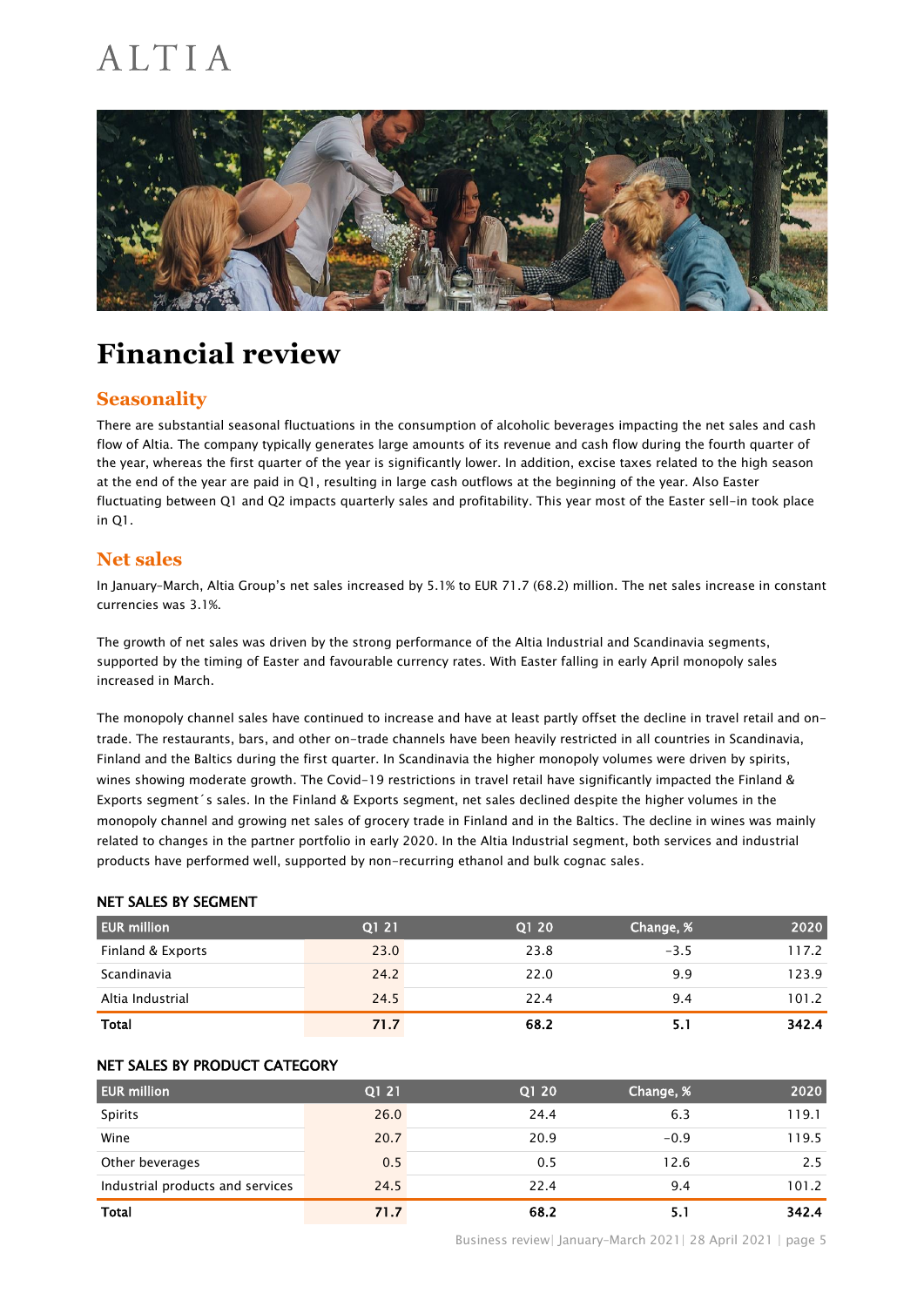# Financial review

## Seasonality

There are substantial seasonal fluctuations in the consumption of alcoholic beverages impacting the net sales and cash flow of Altia. The company typically generates large amounts of its revenue and cash flow during the fourth quarter of the year, whereas the first quarter of the year is significantly lower. In addition, excise taxes related to the high season at the end of the year are paid in Q1, resulting in large cash outflows at the beginning of the year. Also Easter fluctuating between Q1 and Q2 impacts quarterly sales and profitability. This year most of the Easter sell-in took place in Q1.

## Net sales

In January–March, Altia Group's net sales increased by 5.1% to EUR 71.7 (68.2) million. The net sales increase in constant currencies was 3.1%.

The growth of net sales was driven by the strong performance of the Altia Industrial and Scandinavia segments, supported by the timing of Easter and favourable currency rates. With Easter falling in early April monopoly sales increased in March.

The monopoly channel sales have continued to increase and have at least partly offset the decline in travel retail and on-trade. The restaurants, bars, and other on-trade channels have been heavily restricted in all countries in Scandinavia, Finland and the Baltics during the first quarter. In Scandinavia the higher monopoly volumes were driven by spirits, wines showing moderate growth. The Covid-19 restrictions in travel retail have significantly impacted the Finland & Exports segment´s sales. In the Finland & Exports segment, net sales declined despite the higher volumes in the monopoly channel and growing net sales of grocery trade in Finland and in the Baltics. The decline in wines was mainly related to changes in the partner portfolio in early 2020. In the Altia Industrial segment, both services and industrial products have performed well, supported by non-recurring ethanol and bulk cognac sales.

### NET SALES BY SEGMENT

| EUR million | Q1 21 | Q1 20 | Change, % | 2020 |
|---|---|---|---|---|
| Finland & Exports | 23.0 | 23.8 | -3.5 | 117.2 |
| Scandinavia | 24.2 | 22.0 | 9.9 | 123.9 |
| Altia Industrial | 24.5 | 22.4 | 9.4 | 101.2 |
| **Total** | **71.7** | **68.2** | **5.1** | **342.4** |

### NET SALES BY PRODUCT CATEGORY

| EUR million | Q1 21 | Q1 20 | Change, % | 2020 |
|---|---|---|---|---|
| Spirits | 26.0 | 24.4 | 6.3 | 119.1 |
| Wine | 20.7 | 20.9 | -0.9 | 119.5 |
| Other beverages | 0.5 | 0.5 | 12.6 | 2.5 |
| Industrial products and services | 24.5 | 22.4 | 9.4 | 101.2 |
| **Total** | **71.7** | **68.2** | **5.1** | **342.4** |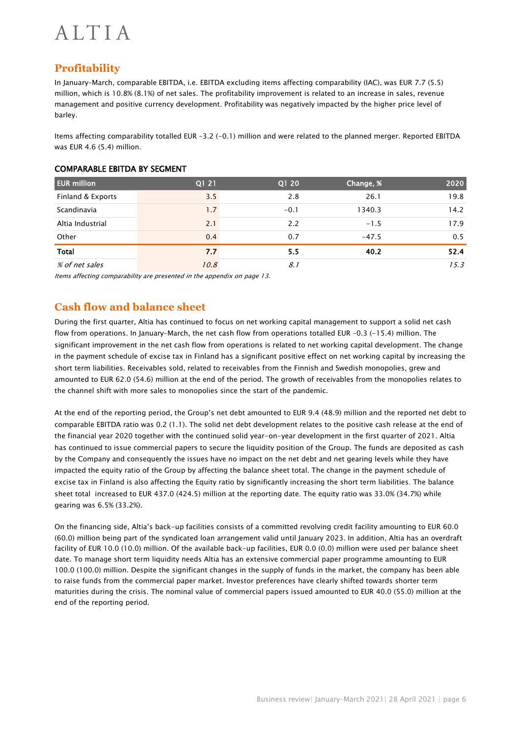## Profitability

In January–March, comparable EBITDA, i.e. EBITDA excluding items affecting comparability (IAC), was EUR 7.7 (5.5) million, which is 10.8% (8.1%) of net sales. The profitability improvement is related to an increase in sales, revenue management and positive currency development. Profitability was negatively impacted by the higher price level of barley.

Items affecting comparability totalled EUR -3.2 (-0.1) million and were related to the planned merger. Reported EBITDA was EUR 4.6 (5.4) million.

### COMPARABLE EBITDA BY SEGMENT

| EUR million | Q1 21 | Q1 20 | Change, % | 2020 |
|---|---|---|---|---|
| Finland & Exports | 3.5 | 2.8 | 26.1 | 19.8 |
| Scandinavia | 1.7 | -0.1 | 1340.3 | 14.2 |
| Altia Industrial | 2.1 | 2.2 | -1.5 | 17.9 |
| Other | 0.4 | 0.7 | -47.5 | 0.5 |
| **Total** | **7.7** | **5.5** | **40.2** | **52.4** |
| *% of net sales* | *10.8* | *8.1* | | *15.3* |

*Items affecting comparability are presented in the appendix on page 13.*

## Cash flow and balance sheet

During the first quarter, Altia has continued to focus on net working capital management to support a solid net cash flow from operations. In January–March, the net cash flow from operations totalled EUR -0.3 (-15.4) million. The significant improvement in the net cash flow from operations is related to net working capital development. The change in the payment schedule of excise tax in Finland has a significant positive effect on net working capital by increasing the short term liabilities. Receivables sold, related to receivables from the Finnish and Swedish monopolies, grew and amounted to EUR 62.0 (54.6) million at the end of the period. The growth of receivables from the monopolies relates to the channel shift with more sales to monopolies since the start of the pandemic.

At the end of the reporting period, the Group's net debt amounted to EUR 9.4 (48.9) million and the reported net debt to comparable EBITDA ratio was 0.2 (1.1). The solid net debt development relates to the positive cash release at the end of the financial year 2020 together with the continued solid year-on-year development in the first quarter of 2021. Altia has continued to issue commercial papers to secure the liquidity position of the Group. The funds are deposited as cash by the Company and consequently the issues have no impact on the net debt and net gearing levels while they have impacted the equity ratio of the Group by affecting the balance sheet total. The change in the payment schedule of excise tax in Finland is also affecting the Equity ratio by significantly increasing the short term liabilities. The balance sheet total increased to EUR 437.0 (424.5) million at the reporting date. The equity ratio was 33.0% (34.7%) while gearing was 6.5% (33.2%).

On the financing side, Altia's back-up facilities consists of a committed revolving credit facility amounting to EUR 60.0 (60.0) million being part of the syndicated loan arrangement valid until January 2023. In addition, Altia has an overdraft facility of EUR 10.0 (10.0) million. Of the available back-up facilities, EUR 0.0 (0.0) million were used per balance sheet date. To manage short term liquidity needs Altia has an extensive commercial paper programme amounting to EUR 100.0 (100.0) million. Despite the significant changes in the supply of funds in the market, the company has been able to raise funds from the commercial paper market. Investor preferences have clearly shifted towards shorter term maturities during the crisis. The nominal value of commercial papers issued amounted to EUR 40.0 (55.0) million at the end of the reporting period.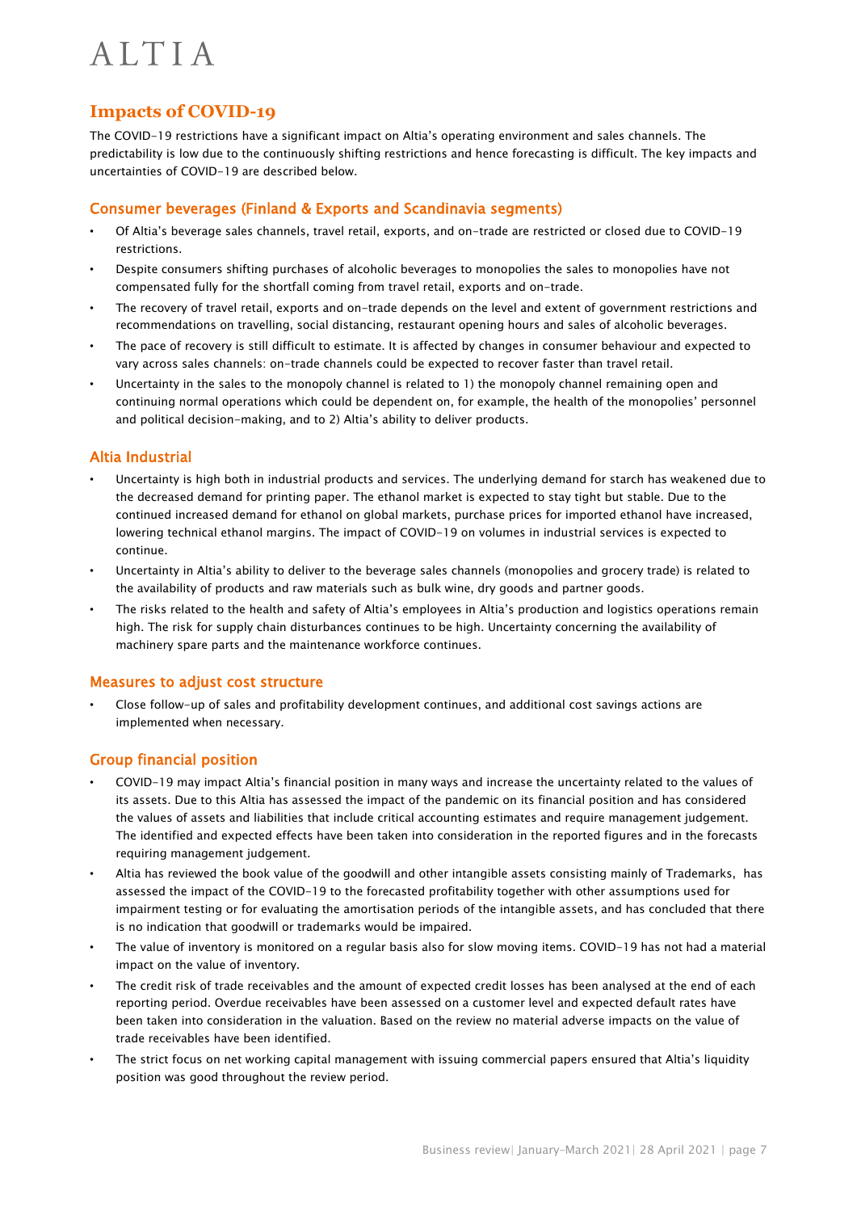## Impacts of COVID-19

The COVID-19 restrictions have a significant impact on Altia's operating environment and sales channels. The predictability is low due to the continuously shifting restrictions and hence forecasting is difficult. The key impacts and uncertainties of COVID-19 are described below.

### Consumer beverages (Finland & Exports and Scandinavia segments)

- Of Altia's beverage sales channels, travel retail, exports, and on-trade are restricted or closed due to COVID-19 restrictions.
- Despite consumers shifting purchases of alcoholic beverages to monopolies the sales to monopolies have not compensated fully for the shortfall coming from travel retail, exports and on-trade.
- The recovery of travel retail, exports and on-trade depends on the level and extent of government restrictions and recommendations on travelling, social distancing, restaurant opening hours and sales of alcoholic beverages.
- The pace of recovery is still difficult to estimate. It is affected by changes in consumer behaviour and expected to vary across sales channels: on-trade channels could be expected to recover faster than travel retail.
- Uncertainty in the sales to the monopoly channel is related to 1) the monopoly channel remaining open and continuing normal operations which could be dependent on, for example, the health of the monopolies' personnel and political decision-making, and to 2) Altia's ability to deliver products.

### Altia Industrial

- Uncertainty is high both in industrial products and services. The underlying demand for starch has weakened due to the decreased demand for printing paper. The ethanol market is expected to stay tight but stable. Due to the continued increased demand for ethanol on global markets, purchase prices for imported ethanol have increased, lowering technical ethanol margins. The impact of COVID-19 on volumes in industrial services is expected to continue.
- Uncertainty in Altia's ability to deliver to the beverage sales channels (monopolies and grocery trade) is related to the availability of products and raw materials such as bulk wine, dry goods and partner goods.
- The risks related to the health and safety of Altia's employees in Altia's production and logistics operations remain high. The risk for supply chain disturbances continues to be high. Uncertainty concerning the availability of machinery spare parts and the maintenance workforce continues.

### Measures to adjust cost structure

- Close follow-up of sales and profitability development continues, and additional cost savings actions are implemented when necessary.

### Group financial position

- COVID-19 may impact Altia's financial position in many ways and increase the uncertainty related to the values of its assets. Due to this Altia has assessed the impact of the pandemic on its financial position and has considered the values of assets and liabilities that include critical accounting estimates and require management judgement. The identified and expected effects have been taken into consideration in the reported figures and in the forecasts requiring management judgement.
- Altia has reviewed the book value of the goodwill and other intangible assets consisting mainly of Trademarks, has assessed the impact of the COVID-19 to the forecasted profitability together with other assumptions used for impairment testing or for evaluating the amortisation periods of the intangible assets, and has concluded that there is no indication that goodwill or trademarks would be impaired.
- The value of inventory is monitored on a regular basis also for slow moving items. COVID-19 has not had a material impact on the value of inventory.
- The credit risk of trade receivables and the amount of expected credit losses has been analysed at the end of each reporting period. Overdue receivables have been assessed on a customer level and expected default rates have been taken into consideration in the valuation. Based on the review no material adverse impacts on the value of trade receivables have been identified.
- The strict focus on net working capital management with issuing commercial papers ensured that Altia's liquidity position was good throughout the review period.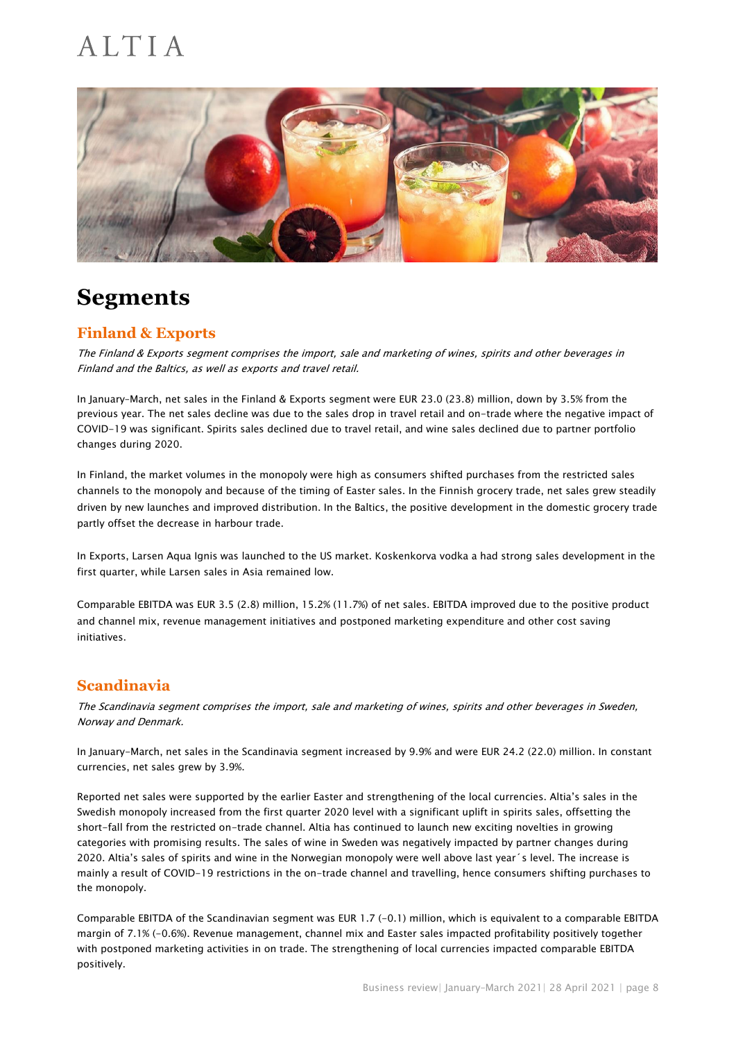# Segments

## Finland & Exports

*The Finland & Exports segment comprises the import, sale and marketing of wines, spirits and other beverages in Finland and the Baltics, as well as exports and travel retail.*

In January–March, net sales in the Finland & Exports segment were EUR 23.0 (23.8) million, down by 3.5% from the previous year. The net sales decline was due to the sales drop in travel retail and on-trade where the negative impact of COVID-19 was significant. Spirits sales declined due to travel retail, and wine sales declined due to partner portfolio changes during 2020.

In Finland, the market volumes in the monopoly were high as consumers shifted purchases from the restricted sales channels to the monopoly and because of the timing of Easter sales. In the Finnish grocery trade, net sales grew steadily driven by new launches and improved distribution. In the Baltics, the positive development in the domestic grocery trade partly offset the decrease in harbour trade.

In Exports, Larsen Aqua Ignis was launched to the US market. Koskenkorva vodka a had strong sales development in the first quarter, while Larsen sales in Asia remained low.

Comparable EBITDA was EUR 3.5 (2.8) million, 15.2% (11.7%) of net sales. EBITDA improved due to the positive product and channel mix, revenue management initiatives and postponed marketing expenditure and other cost saving initiatives.

## Scandinavia

*The Scandinavia segment comprises the import, sale and marketing of wines, spirits and other beverages in Sweden, Norway and Denmark.*

In January–March, net sales in the Scandinavia segment increased by 9.9% and were EUR 24.2 (22.0) million. In constant currencies, net sales grew by 3.9%.

Reported net sales were supported by the earlier Easter and strengthening of the local currencies. Altia's sales in the Swedish monopoly increased from the first quarter 2020 level with a significant uplift in spirits sales, offsetting the short-fall from the restricted on-trade channel. Altia has continued to launch new exciting novelties in growing categories with promising results. The sales of wine in Sweden was negatively impacted by partner changes during 2020. Altia's sales of spirits and wine in the Norwegian monopoly were well above last year´s level. The increase is mainly a result of COVID-19 restrictions in the on-trade channel and travelling, hence consumers shifting purchases to the monopoly.

Comparable EBITDA of the Scandinavian segment was EUR 1.7 (-0.1) million, which is equivalent to a comparable EBITDA margin of 7.1% (-0.6%). Revenue management, channel mix and Easter sales impacted profitability positively together with postponed marketing activities in on trade. The strengthening of local currencies impacted comparable EBITDA positively.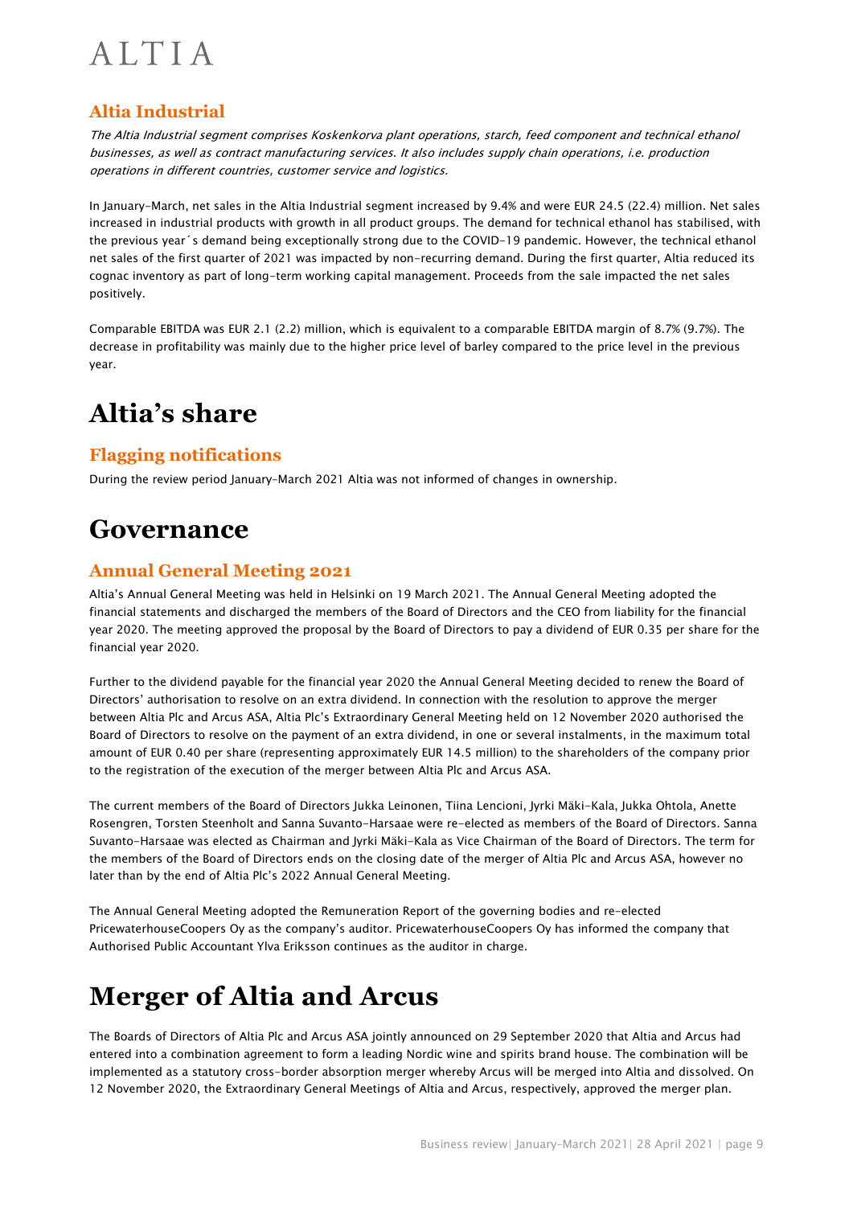### Altia Industrial

*The Altia Industrial segment comprises Koskenkorva plant operations, starch, feed component and technical ethanol businesses, as well as contract manufacturing services. It also includes supply chain operations, i.e. production operations in different countries, customer service and logistics.*

In January–March, net sales in the Altia Industrial segment increased by 9.4% and were EUR 24.5 (22.4) million. Net sales increased in industrial products with growth in all product groups. The demand for technical ethanol has stabilised, with the previous year´s demand being exceptionally strong due to the COVID-19 pandemic. However, the technical ethanol net sales of the first quarter of 2021 was impacted by non-recurring demand. During the first quarter, Altia reduced its cognac inventory as part of long-term working capital management. Proceeds from the sale impacted the net sales positively.

Comparable EBITDA was EUR 2.1 (2.2) million, which is equivalent to a comparable EBITDA margin of 8.7% (9.7%). The decrease in profitability was mainly due to the higher price level of barley compared to the price level in the previous year.

# Altia's share

### Flagging notifications

During the review period January–March 2021 Altia was not informed of changes in ownership.

# Governance

### Annual General Meeting 2021

Altia's Annual General Meeting was held in Helsinki on 19 March 2021. The Annual General Meeting adopted the financial statements and discharged the members of the Board of Directors and the CEO from liability for the financial year 2020. The meeting approved the proposal by the Board of Directors to pay a dividend of EUR 0.35 per share for the financial year 2020.

Further to the dividend payable for the financial year 2020 the Annual General Meeting decided to renew the Board of Directors' authorisation to resolve on an extra dividend. In connection with the resolution to approve the merger between Altia Plc and Arcus ASA, Altia Plc's Extraordinary General Meeting held on 12 November 2020 authorised the Board of Directors to resolve on the payment of an extra dividend, in one or several instalments, in the maximum total amount of EUR 0.40 per share (representing approximately EUR 14.5 million) to the shareholders of the company prior to the registration of the execution of the merger between Altia Plc and Arcus ASA.

The current members of the Board of Directors Jukka Leinonen, Tiina Lencioni, Jyrki Mäki-Kala, Jukka Ohtola, Anette Rosengren, Torsten Steenholt and Sanna Suvanto-Harsaae were re-elected as members of the Board of Directors. Sanna Suvanto-Harsaae was elected as Chairman and Jyrki Mäki-Kala as Vice Chairman of the Board of Directors. The term for the members of the Board of Directors ends on the closing date of the merger of Altia Plc and Arcus ASA, however no later than by the end of Altia Plc's 2022 Annual General Meeting.

The Annual General Meeting adopted the Remuneration Report of the governing bodies and re-elected PricewaterhouseCoopers Oy as the company's auditor. PricewaterhouseCoopers Oy has informed the company that Authorised Public Accountant Ylva Eriksson continues as the auditor in charge.

# Merger of Altia and Arcus

The Boards of Directors of Altia Plc and Arcus ASA jointly announced on 29 September 2020 that Altia and Arcus had entered into a combination agreement to form a leading Nordic wine and spirits brand house. The combination will be implemented as a statutory cross-border absorption merger whereby Arcus will be merged into Altia and dissolved. On 12 November 2020, the Extraordinary General Meetings of Altia and Arcus, respectively, approved the merger plan.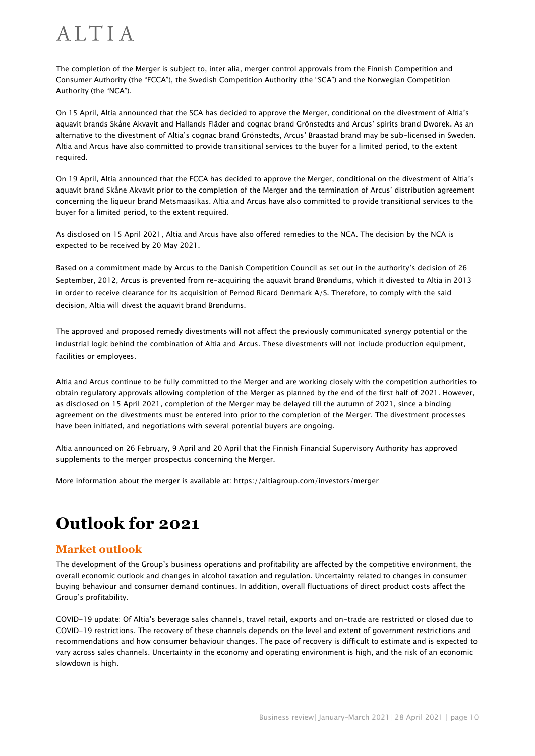The completion of the Merger is subject to, inter alia, merger control approvals from the Finnish Competition and Consumer Authority (the "FCCA"), the Swedish Competition Authority (the "SCA") and the Norwegian Competition Authority (the "NCA").

On 15 April, Altia announced that the SCA has decided to approve the Merger, conditional on the divestment of Altia's aquavit brands Skåne Akvavit and Hallands Fläder and cognac brand Grönstedts and Arcus' spirits brand Dworek. As an alternative to the divestment of Altia's cognac brand Grönstedts, Arcus' Braastad brand may be sub-licensed in Sweden. Altia and Arcus have also committed to provide transitional services to the buyer for a limited period, to the extent required.

On 19 April, Altia announced that the FCCA has decided to approve the Merger, conditional on the divestment of Altia's aquavit brand Skåne Akvavit prior to the completion of the Merger and the termination of Arcus' distribution agreement concerning the liqueur brand Metsmaasikas. Altia and Arcus have also committed to provide transitional services to the buyer for a limited period, to the extent required.

As disclosed on 15 April 2021, Altia and Arcus have also offered remedies to the NCA. The decision by the NCA is expected to be received by 20 May 2021.

Based on a commitment made by Arcus to the Danish Competition Council as set out in the authority's decision of 26 September, 2012, Arcus is prevented from re-acquiring the aquavit brand Brøndums, which it divested to Altia in 2013 in order to receive clearance for its acquisition of Pernod Ricard Denmark A/S. Therefore, to comply with the said decision, Altia will divest the aquavit brand Brøndums.

The approved and proposed remedy divestments will not affect the previously communicated synergy potential or the industrial logic behind the combination of Altia and Arcus. These divestments will not include production equipment, facilities or employees.

Altia and Arcus continue to be fully committed to the Merger and are working closely with the competition authorities to obtain regulatory approvals allowing completion of the Merger as planned by the end of the first half of 2021. However, as disclosed on 15 April 2021, completion of the Merger may be delayed till the autumn of 2021, since a binding agreement on the divestments must be entered into prior to the completion of the Merger. The divestment processes have been initiated, and negotiations with several potential buyers are ongoing.

Altia announced on 26 February, 9 April and 20 April that the Finnish Financial Supervisory Authority has approved supplements to the merger prospectus concerning the Merger.

More information about the merger is available at: https://altiagroup.com/investors/merger

# Outlook for 2021

## Market outlook

The development of the Group's business operations and profitability are affected by the competitive environment, the overall economic outlook and changes in alcohol taxation and regulation. Uncertainty related to changes in consumer buying behaviour and consumer demand continues. In addition, overall fluctuations of direct product costs affect the Group's profitability.

COVID-19 update: Of Altia's beverage sales channels, travel retail, exports and on-trade are restricted or closed due to COVID-19 restrictions. The recovery of these channels depends on the level and extent of government restrictions and recommendations and how consumer behaviour changes. The pace of recovery is difficult to estimate and is expected to vary across sales channels. Uncertainty in the economy and operating environment is high, and the risk of an economic slowdown is high.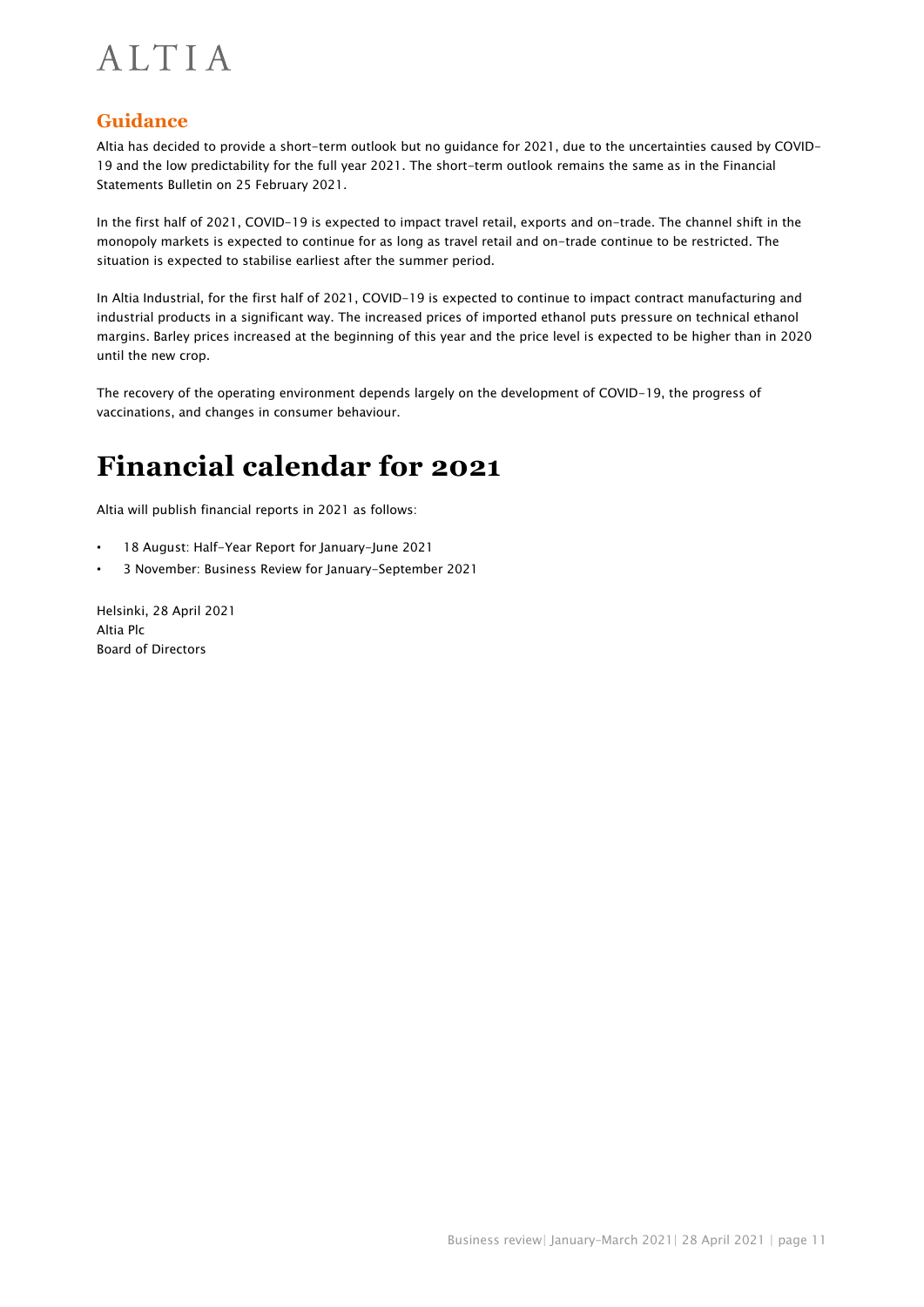## Guidance

Altia has decided to provide a short-term outlook but no guidance for 2021, due to the uncertainties caused by COVID-19 and the low predictability for the full year 2021. The short-term outlook remains the same as in the Financial Statements Bulletin on 25 February 2021.

In the first half of 2021, COVID-19 is expected to impact travel retail, exports and on-trade. The channel shift in the monopoly markets is expected to continue for as long as travel retail and on-trade continue to be restricted. The situation is expected to stabilise earliest after the summer period.

In Altia Industrial, for the first half of 2021, COVID-19 is expected to continue to impact contract manufacturing and industrial products in a significant way. The increased prices of imported ethanol puts pressure on technical ethanol margins. Barley prices increased at the beginning of this year and the price level is expected to be higher than in 2020 until the new crop.

The recovery of the operating environment depends largely on the development of COVID-19, the progress of vaccinations, and changes in consumer behaviour.

# Financial calendar for 2021

Altia will publish financial reports in 2021 as follows:

- 18 August: Half-Year Report for January–June 2021
- 3 November: Business Review for January–September 2021

Helsinki, 28 April 2021
Altia Plc
Board of Directors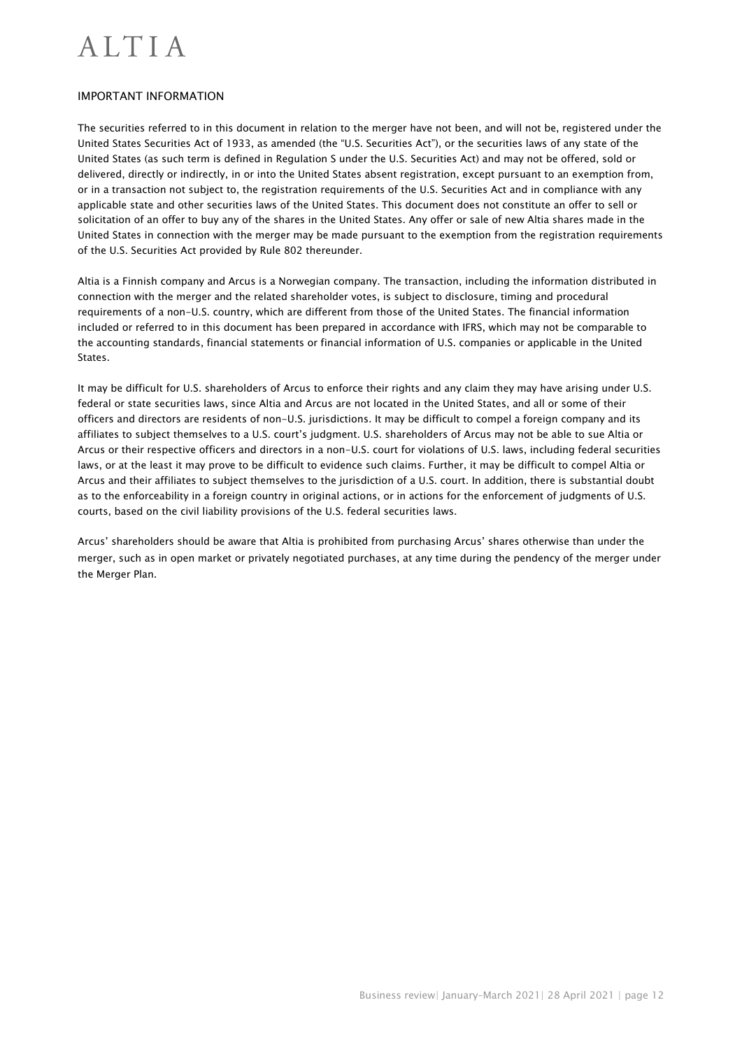## IMPORTANT INFORMATION

The securities referred to in this document in relation to the merger have not been, and will not be, registered under the United States Securities Act of 1933, as amended (the "U.S. Securities Act"), or the securities laws of any state of the United States (as such term is defined in Regulation S under the U.S. Securities Act) and may not be offered, sold or delivered, directly or indirectly, in or into the United States absent registration, except pursuant to an exemption from, or in a transaction not subject to, the registration requirements of the U.S. Securities Act and in compliance with any applicable state and other securities laws of the United States. This document does not constitute an offer to sell or solicitation of an offer to buy any of the shares in the United States. Any offer or sale of new Altia shares made in the United States in connection with the merger may be made pursuant to the exemption from the registration requirements of the U.S. Securities Act provided by Rule 802 thereunder.

Altia is a Finnish company and Arcus is a Norwegian company. The transaction, including the information distributed in connection with the merger and the related shareholder votes, is subject to disclosure, timing and procedural requirements of a non-U.S. country, which are different from those of the United States. The financial information included or referred to in this document has been prepared in accordance with IFRS, which may not be comparable to the accounting standards, financial statements or financial information of U.S. companies or applicable in the United States.

It may be difficult for U.S. shareholders of Arcus to enforce their rights and any claim they may have arising under U.S. federal or state securities laws, since Altia and Arcus are not located in the United States, and all or some of their officers and directors are residents of non-U.S. jurisdictions. It may be difficult to compel a foreign company and its affiliates to subject themselves to a U.S. court's judgment. U.S. shareholders of Arcus may not be able to sue Altia or Arcus or their respective officers and directors in a non-U.S. court for violations of U.S. laws, including federal securities laws, or at the least it may prove to be difficult to evidence such claims. Further, it may be difficult to compel Altia or Arcus and their affiliates to subject themselves to the jurisdiction of a U.S. court. In addition, there is substantial doubt as to the enforceability in a foreign country in original actions, or in actions for the enforcement of judgments of U.S. courts, based on the civil liability provisions of the U.S. federal securities laws.

Arcus' shareholders should be aware that Altia is prohibited from purchasing Arcus' shares otherwise than under the merger, such as in open market or privately negotiated purchases, at any time during the pendency of the merger under the Merger Plan.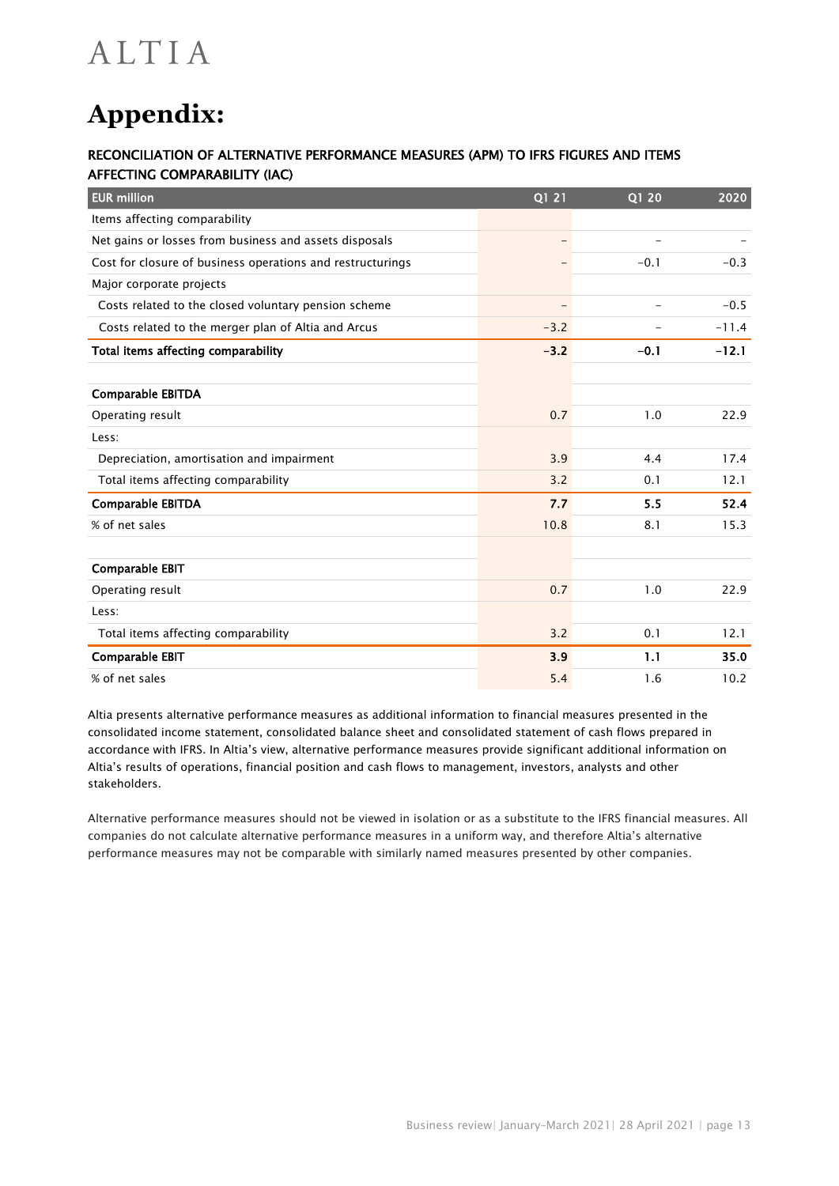# Appendix:

### RECONCILIATION OF ALTERNATIVE PERFORMANCE MEASURES (APM) TO IFRS FIGURES AND ITEMS AFFECTING COMPARABILITY (IAC)

| EUR million | Q1 21 | Q1 20 | 2020 |
|---|---|---|---|
| Items affecting comparability | | | |
| Net gains or losses from business and assets disposals | – | – | – |
| Cost for closure of business operations and restructurings | – | -0.1 | -0.3 |
| Major corporate projects | | | |
| Costs related to the closed voluntary pension scheme | – | – | -0.5 |
| Costs related to the merger plan of Altia and Arcus | -3.2 | – | -11.4 |
| **Total items affecting comparability** | **-3.2** | **-0.1** | **-12.1** |
| | | | |
| **Comparable EBITDA** | | | |
| Operating result | 0.7 | 1.0 | 22.9 |
| Less: | | | |
| Depreciation, amortisation and impairment | 3.9 | 4.4 | 17.4 |
| Total items affecting comparability | 3.2 | 0.1 | 12.1 |
| **Comparable EBITDA** | **7.7** | **5.5** | **52.4** |
| % of net sales | 10.8 | 8.1 | 15.3 |
| | | | |
| **Comparable EBIT** | | | |
| Operating result | 0.7 | 1.0 | 22.9 |
| Less: | | | |
| Total items affecting comparability | 3.2 | 0.1 | 12.1 |
| **Comparable EBIT** | **3.9** | **1.1** | **35.0** |
| % of net sales | 5.4 | 1.6 | 10.2 |

Altia presents alternative performance measures as additional information to financial measures presented in the consolidated income statement, consolidated balance sheet and consolidated statement of cash flows prepared in accordance with IFRS. In Altia's view, alternative performance measures provide significant additional information on Altia's results of operations, financial position and cash flows to management, investors, analysts and other stakeholders.

Alternative performance measures should not be viewed in isolation or as a substitute to the IFRS financial measures. All companies do not calculate alternative performance measures in a uniform way, and therefore Altia's alternative performance measures may not be comparable with similarly named measures presented by other companies.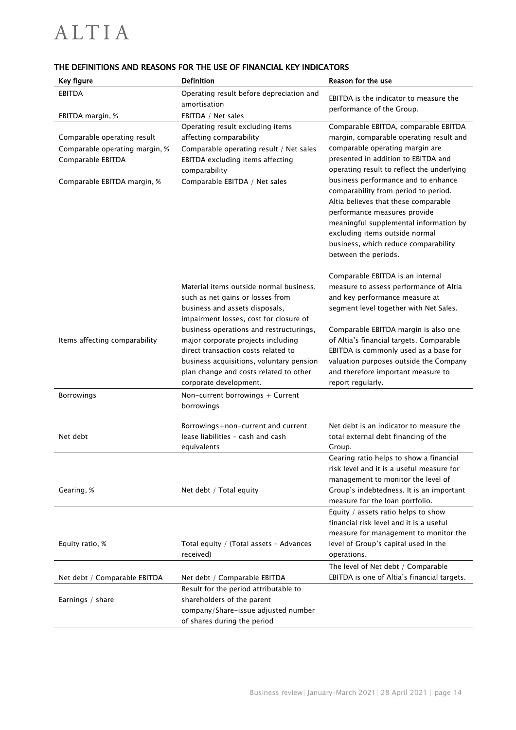## THE DEFINITIONS AND REASONS FOR THE USE OF FINANCIAL KEY INDICATORS

| Key figure | Definition | Reason for the use |
|---|---|---|
| EBITDA | Operating result before depreciation and amortisation | EBITDA is the indicator to measure the performance of the Group. |
| EBITDA margin, % | EBITDA / Net sales | |
| Comparable operating result | Operating result excluding items affecting comparability | Comparable EBITDA, comparable EBITDA margin, comparable operating result and comparable operating margin are presented in addition to EBITDA and operating result to reflect the underlying business performance and to enhance comparability from period to period. Altia believes that these comparable performance measures provide meaningful supplemental information by excluding items outside normal business, which reduce comparability between the periods. |
| Comparable operating margin, % | Comparable operating result / Net sales | |
| Comparable EBITDA | EBITDA excluding items affecting comparability | |
| Comparable EBITDA margin, % | Comparable EBITDA / Net sales | |
| Items affecting comparability | Material items outside normal business, such as net gains or losses from business and assets disposals, impairment losses, cost for closure of business operations and restructurings, major corporate projects including direct transaction costs related to business acquisitions, voluntary pension plan change and costs related to other corporate development. | Comparable EBITDA is an internal measure to assess performance of Altia and key performance measure at segment level together with Net Sales.<br><br>Comparable EBITDA margin is also one of Altia's financial targets. Comparable EBITDA is commonly used as a base for valuation purposes outside the Company and therefore important measure to report regularly. |
| Borrowings | Non-current borrowings + Current borrowings | |
| Net debt | Borrowings+non-current and current lease liabilities – cash and cash equivalents | Net debt is an indicator to measure the total external debt financing of the Group. |
| Gearing, % | Net debt / Total equity | Gearing ratio helps to show a financial risk level and it is a useful measure for management to monitor the level of Group's indebtedness. It is an important measure for the loan portfolio. |
| Equity ratio, % | Total equity / (Total assets – Advances received) | Equity / assets ratio helps to show financial risk level and it is a useful measure for management to monitor the level of Group's capital used in the operations. |
| Net debt / Comparable EBITDA | Net debt / Comparable EBITDA | The level of Net debt / Comparable EBITDA is one of Altia's financial targets. |
| Earnings / share | Result for the period attributable to shareholders of the parent company/Share-issue adjusted number of shares during the period | |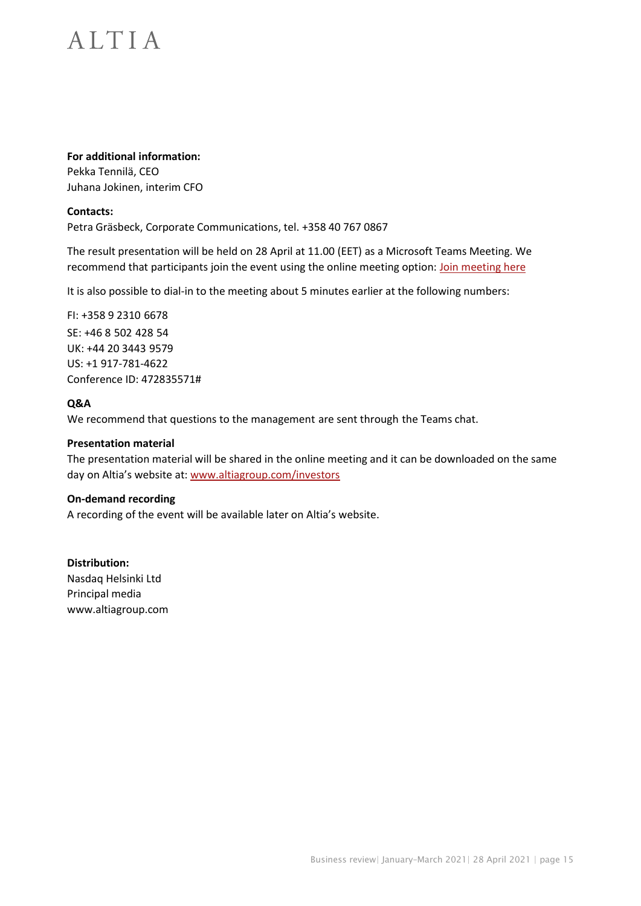**For additional information:**
Pekka Tennilä, CEO
Juhana Jokinen, interim CFO

**Contacts:**
Petra Gräsbeck, Corporate Communications, tel. +358 40 767 0867

The result presentation will be held on 28 April at 11.00 (EET) as a Microsoft Teams Meeting. We recommend that participants join the event using the online meeting option: Join meeting here

It is also possible to dial-in to the meeting about 5 minutes earlier at the following numbers:

FI: +358 9 2310 6678
SE: +46 8 502 428 54
UK: +44 20 3443 9579
US: +1 917-781-4622
Conference ID: 472835571#

**Q&A**
We recommend that questions to the management are sent through the Teams chat.

**Presentation material**
The presentation material will be shared in the online meeting and it can be downloaded on the same day on Altia's website at: www.altiagroup.com/investors

**On-demand recording**
A recording of the event will be available later on Altia's website.

**Distribution:**
Nasdaq Helsinki Ltd
Principal media
www.altiagroup.com